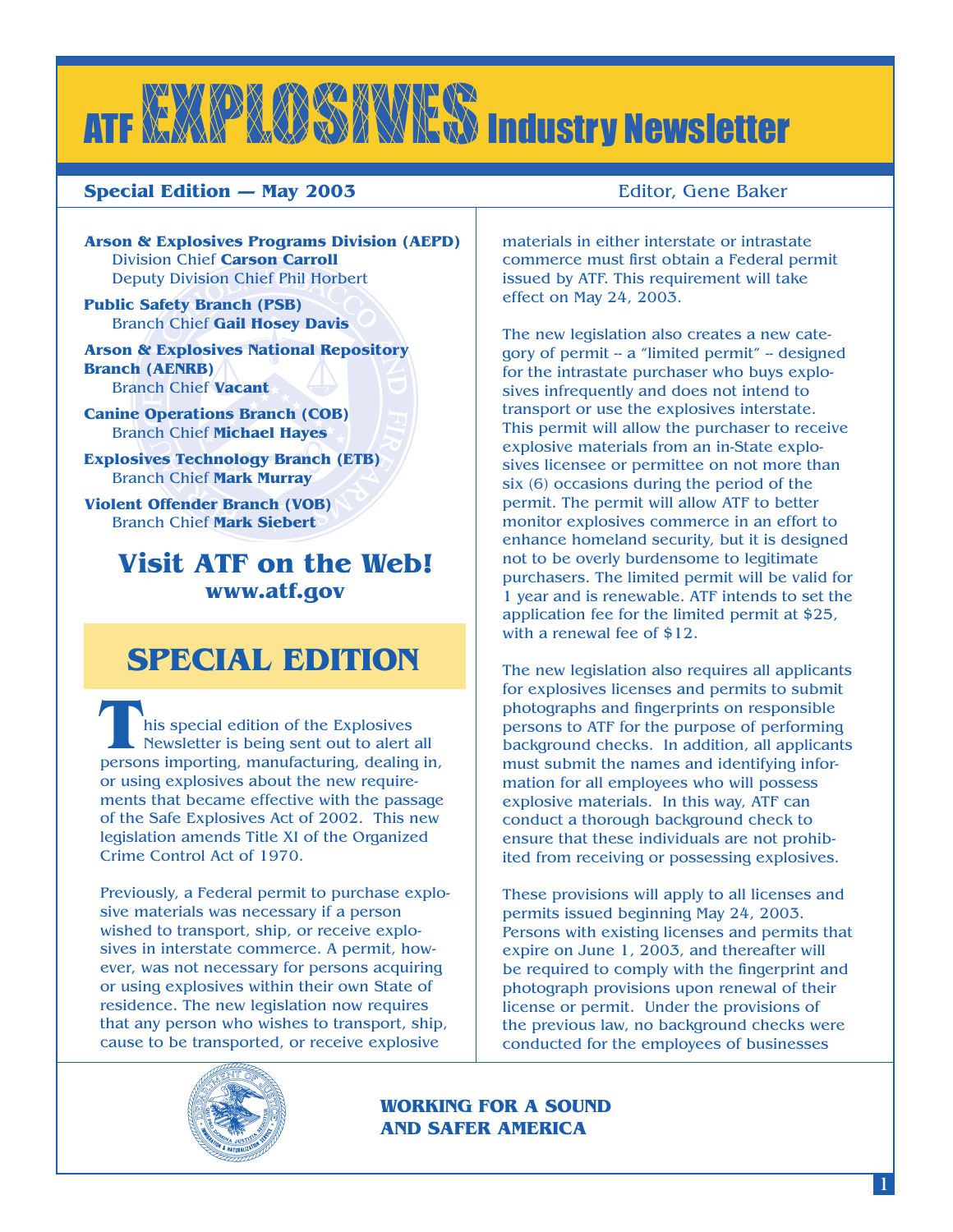# ATF EXPLOSIVES Industry Newsletter

**Special Edition — May 2003** Editor, Gene Baker

**Arson & Explosives Programs Division (AEPD)**
Division Chief **Carson Carroll**
Deputy Division Chief Phil Horbert

**Public Safety Branch (PSB)**
Branch Chief **Gail Hosey Davis**

**Arson & Explosives National Repository Branch (AENRB)**
Branch Chief **Vacant**

**Canine Operations Branch (COB)**
Branch Chief **Michael Hayes**

**Explosives Technology Branch (ETB)**
Branch Chief **Mark Murray**

**Violent Offender Branch (VOB)**
Branch Chief **Mark Siebert**

## Visit ATF on the Web!
**www.atf.gov**

## SPECIAL EDITION

This special edition of the Explosives Newsletter is being sent out to alert all persons importing, manufacturing, dealing in, or using explosives about the new requirements that became effective with the passage of the Safe Explosives Act of 2002. This new legislation amends Title XI of the Organized Crime Control Act of 1970.

Previously, a Federal permit to purchase explosive materials was necessary if a person wished to transport, ship, or receive explosives in interstate commerce. A permit, however, was not necessary for persons acquiring or using explosives within their own State of residence. The new legislation now requires that any person who wishes to transport, ship, cause to be transported, or receive explosive materials in either interstate or intrastate commerce must first obtain a Federal permit issued by ATF. This requirement will take effect on May 24, 2003.

The new legislation also creates a new category of permit -- a "limited permit" -- designed for the intrastate purchaser who buys explosives infrequently and does not intend to transport or use the explosives interstate. This permit will allow the purchaser to receive explosive materials from an in-State explosives licensee or permittee on not more than six (6) occasions during the period of the permit. The permit will allow ATF to better monitor explosives commerce in an effort to enhance homeland security, but it is designed not to be overly burdensome to legitimate purchasers. The limited permit will be valid for 1 year and is renewable. ATF intends to set the application fee for the limited permit at $25, with a renewal fee of $12.

The new legislation also requires all applicants for explosives licenses and permits to submit photographs and fingerprints on responsible persons to ATF for the purpose of performing background checks. In addition, all applicants must submit the names and identifying information for all employees who will possess explosive materials. In this way, ATF can conduct a thorough background check to ensure that these individuals are not prohibited from receiving or possessing explosives.

These provisions will apply to all licenses and permits issued beginning May 24, 2003. Persons with existing licenses and permits that expire on June 1, 2003, and thereafter will be required to comply with the fingerprint and photograph provisions upon renewal of their license or permit. Under the provisions of the previous law, no background checks were conducted for the employees of businesses

**WORKING FOR A SOUND AND SAFER AMERICA**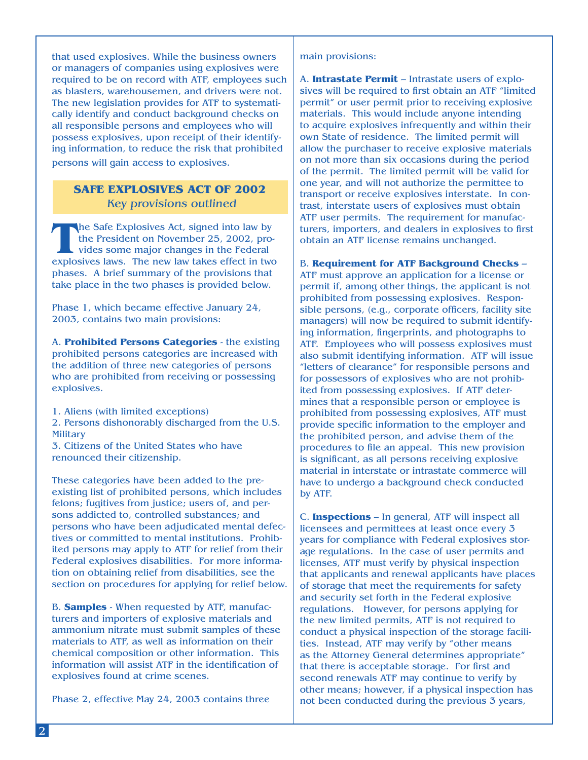that used explosives. While the business owners or managers of companies using explosives were required to be on record with ATF, employees such as blasters, warehousemen, and drivers were not. The new legislation provides for ATF to systematically identify and conduct background checks on all responsible persons and employees who will possess explosives, upon receipt of their identifying information, to reduce the risk that prohibited persons will gain access to explosives.

## SAFE EXPLOSIVES ACT OF 2002

*Key provisions outlined*

The Safe Explosives Act, signed into law by the President on November 25, 2002, provides some major changes in the Federal explosives laws. The new law takes effect in two phases. A brief summary of the provisions that take place in the two phases is provided below.

Phase 1, which became effective January 24, 2003, contains two main provisions:

A. **Prohibited Persons Categories** - the existing prohibited persons categories are increased with the addition of three new categories of persons who are prohibited from receiving or possessing explosives.

1. Aliens (with limited exceptions)
2. Persons dishonorably discharged from the U.S. Military
3. Citizens of the United States who have renounced their citizenship.

These categories have been added to the preexisting list of prohibited persons, which includes felons; fugitives from justice; users of, and persons addicted to, controlled substances; and persons who have been adjudicated mental defectives or committed to mental institutions. Prohibited persons may apply to ATF for relief from their Federal explosives disabilities. For more information on obtaining relief from disabilities, see the section on procedures for applying for relief below.

B. **Samples** - When requested by ATF, manufacturers and importers of explosive materials and ammonium nitrate must submit samples of these materials to ATF, as well as information on their chemical composition or other information. This information will assist ATF in the identification of explosives found at crime scenes.

Phase 2, effective May 24, 2003 contains three main provisions:

A. **Intrastate Permit** – Intrastate users of explosives will be required to first obtain an ATF "limited permit" or user permit prior to receiving explosive materials. This would include anyone intending to acquire explosives infrequently and within their own State of residence. The limited permit will allow the purchaser to receive explosive materials on not more than six occasions during the period of the permit. The limited permit will be valid for one year, and will not authorize the permittee to transport or receive explosives interstate. In contrast, interstate users of explosives must obtain ATF user permits. The requirement for manufacturers, importers, and dealers in explosives to first obtain an ATF license remains unchanged.

B. **Requirement for ATF Background Checks** – ATF must approve an application for a license or permit if, among other things, the applicant is not prohibited from possessing explosives. Responsible persons, (e.g., corporate officers, facility site managers) will now be required to submit identifying information, fingerprints, and photographs to ATF. Employees who will possess explosives must also submit identifying information. ATF will issue "letters of clearance" for responsible persons and for possessors of explosives who are not prohibited from possessing explosives. If ATF determines that a responsible person or employee is prohibited from possessing explosives, ATF must provide specific information to the employer and the prohibited person, and advise them of the procedures to file an appeal. This new provision is significant, as all persons receiving explosive material in interstate or intrastate commerce will have to undergo a background check conducted by ATF.

C. **Inspections** – In general, ATF will inspect all licensees and permittees at least once every 3 years for compliance with Federal explosives storage regulations. In the case of user permits and licenses, ATF must verify by physical inspection that applicants and renewal applicants have places of storage that meet the requirements for safety and security set forth in the Federal explosive regulations. However, for persons applying for the new limited permits, ATF is not required to conduct a physical inspection of the storage facilities. Instead, ATF may verify by "other means as the Attorney General determines appropriate" that there is acceptable storage. For first and second renewals ATF may continue to verify by other means; however, if a physical inspection has not been conducted during the previous 3 years,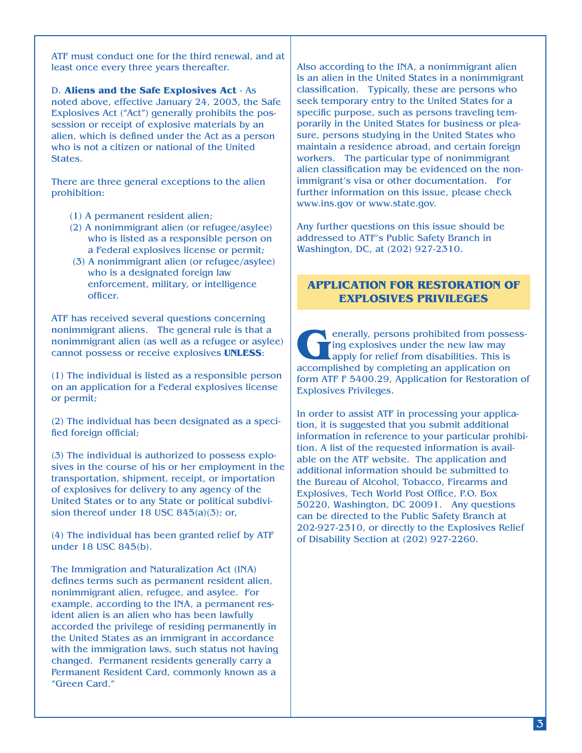ATF must conduct one for the third renewal, and at least once every three years thereafter.

D. **Aliens and the Safe Explosives Act** - As noted above, effective January 24, 2003, the Safe Explosives Act ("Act") generally prohibits the possession or receipt of explosive materials by an alien, which is defined under the Act as a person who is not a citizen or national of the United States.

There are three general exceptions to the alien prohibition:

(1) A permanent resident alien;
(2) A nonimmigrant alien (or refugee/asylee) who is listed as a responsible person on a Federal explosives license or permit;
(3) A nonimmigrant alien (or refugee/asylee) who is a designated foreign law enforcement, military, or intelligence officer.

ATF has received several questions concerning nonimmigrant aliens. The general rule is that a nonimmigrant alien (as well as a refugee or asylee) cannot possess or receive explosives **UNLESS**:

(1) The individual is listed as a responsible person on an application for a Federal explosives license or permit;

(2) The individual has been designated as a specified foreign official;

(3) The individual is authorized to possess explosives in the course of his or her employment in the transportation, shipment, receipt, or importation of explosives for delivery to any agency of the United States or to any State or political subdivision thereof under 18 USC 845(a)(3); or,

(4) The individual has been granted relief by ATF under 18 USC 845(b).

The Immigration and Naturalization Act (INA) defines terms such as permanent resident alien, nonimmigrant alien, refugee, and asylee. For example, according to the INA, a permanent resident alien is an alien who has been lawfully accorded the privilege of residing permanently in the United States as an immigrant in accordance with the immigration laws, such status not having changed. Permanent residents generally carry a Permanent Resident Card, commonly known as a "Green Card."

Also according to the INA, a nonimmigrant alien is an alien in the United States in a nonimmigrant classification. Typically, these are persons who seek temporary entry to the United States for a specific purpose, such as persons traveling temporarily in the United States for business or pleasure, persons studying in the United States who maintain a residence abroad, and certain foreign workers. The particular type of nonimmigrant alien classification may be evidenced on the nonimmigrant's visa or other documentation. For further information on this issue, please check www.ins.gov or www.state.gov.

Any further questions on this issue should be addressed to ATF's Public Safety Branch in Washington, DC, at (202) 927-2310.

## APPLICATION FOR RESTORATION OF EXPLOSIVES PRIVILEGES

Generally, persons prohibited from possessing explosives under the new law may apply for relief from disabilities. This is accomplished by completing an application on form ATF F 5400.29, Application for Restoration of Explosives Privileges.

In order to assist ATF in processing your application, it is suggested that you submit additional information in reference to your particular prohibition. A list of the requested information is available on the ATF website. The application and additional information should be submitted to the Bureau of Alcohol, Tobacco, Firearms and Explosives, Tech World Post Office, P.O. Box 50220, Washington, DC 20091. Any questions can be directed to the Public Safety Branch at 202-927-2310, or directly to the Explosives Relief of Disability Section at (202) 927-2260.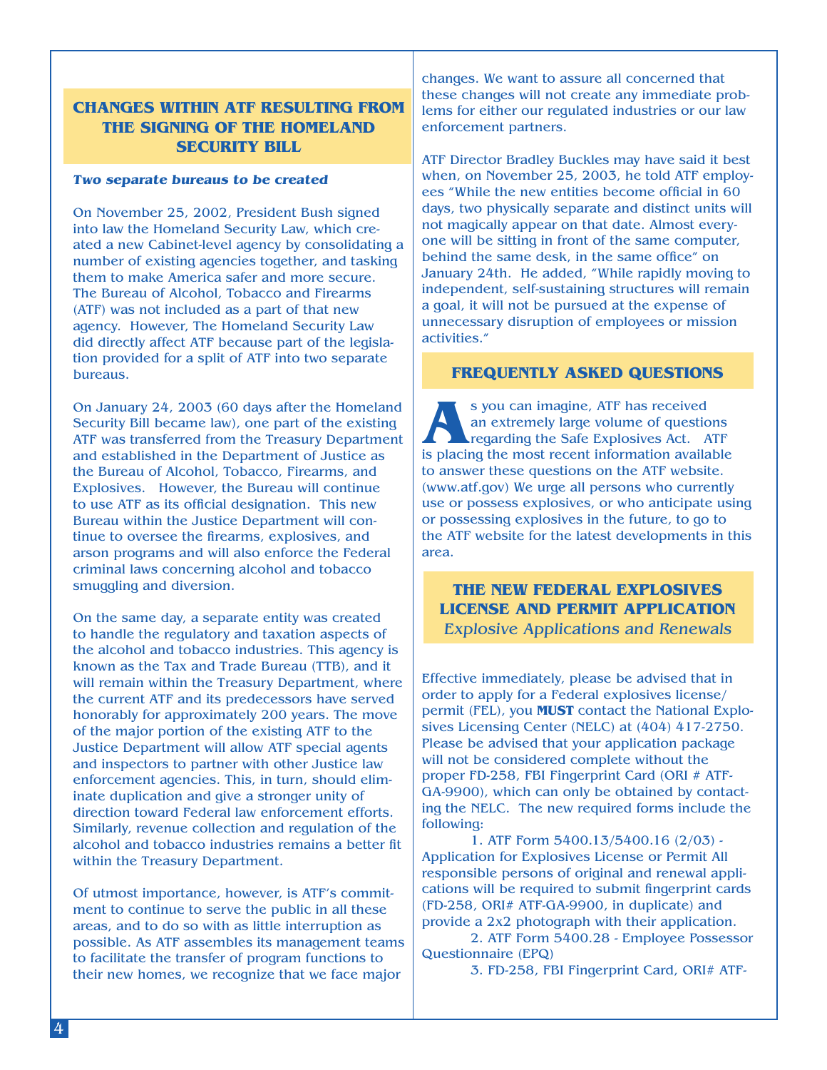## CHANGES WITHIN ATF RESULTING FROM THE SIGNING OF THE HOMELAND SECURITY BILL

***Two separate bureaus to be created***

On November 25, 2002, President Bush signed into law the Homeland Security Law, which created a new Cabinet-level agency by consolidating a number of existing agencies together, and tasking them to make America safer and more secure. The Bureau of Alcohol, Tobacco and Firearms (ATF) was not included as a part of that new agency. However, The Homeland Security Law did directly affect ATF because part of the legislation provided for a split of ATF into two separate bureaus.

On January 24, 2003 (60 days after the Homeland Security Bill became law), one part of the existing ATF was transferred from the Treasury Department and established in the Department of Justice as the Bureau of Alcohol, Tobacco, Firearms, and Explosives. However, the Bureau will continue to use ATF as its official designation. This new Bureau within the Justice Department will continue to oversee the firearms, explosives, and arson programs and will also enforce the Federal criminal laws concerning alcohol and tobacco smuggling and diversion.

On the same day, a separate entity was created to handle the regulatory and taxation aspects of the alcohol and tobacco industries. This agency is known as the Tax and Trade Bureau (TTB), and it will remain within the Treasury Department, where the current ATF and its predecessors have served honorably for approximately 200 years. The move of the major portion of the existing ATF to the Justice Department will allow ATF special agents and inspectors to partner with other Justice law enforcement agencies. This, in turn, should eliminate duplication and give a stronger unity of direction toward Federal law enforcement efforts. Similarly, revenue collection and regulation of the alcohol and tobacco industries remains a better fit within the Treasury Department.

Of utmost importance, however, is ATF's commitment to continue to serve the public in all these areas, and to do so with as little interruption as possible. As ATF assembles its management teams to facilitate the transfer of program functions to their new homes, we recognize that we face major changes. We want to assure all concerned that these changes will not create any immediate problems for either our regulated industries or our law enforcement partners.

ATF Director Bradley Buckles may have said it best when, on November 25, 2003, he told ATF employees "While the new entities become official in 60 days, two physically separate and distinct units will not magically appear on that date. Almost everyone will be sitting in front of the same computer, behind the same desk, in the same office" on January 24th. He added, "While rapidly moving to independent, self-sustaining structures will remain a goal, it will not be pursued at the expense of unnecessary disruption of employees or mission activities."

## FREQUENTLY ASKED QUESTIONS

As you can imagine, ATF has received an extremely large volume of questions regarding the Safe Explosives Act. ATF is placing the most recent information available to answer these questions on the ATF website. (www.atf.gov) We urge all persons who currently use or possess explosives, or who anticipate using or possessing explosives in the future, to go to the ATF website for the latest developments in this area.

## THE NEW FEDERAL EXPLOSIVES LICENSE AND PERMIT APPLICATION

*Explosive Applications and Renewals*

Effective immediately, please be advised that in order to apply for a Federal explosives license/permit (FEL), you **MUST** contact the National Explosives Licensing Center (NELC) at (404) 417-2750. Please be advised that your application package will not be considered complete without the proper FD-258, FBI Fingerprint Card (ORI # ATF-GA-9900), which can only be obtained by contacting the NELC. The new required forms include the following:

1. ATF Form 5400.13/5400.16 (2/03) - Application for Explosives License or Permit All responsible persons of original and renewal applications will be required to submit fingerprint cards (FD-258, ORI# ATF-GA-9900, in duplicate) and provide a 2x2 photograph with their application.
2. ATF Form 5400.28 - Employee Possessor Questionnaire (EPQ)
3. FD-258, FBI Fingerprint Card, ORI# ATF-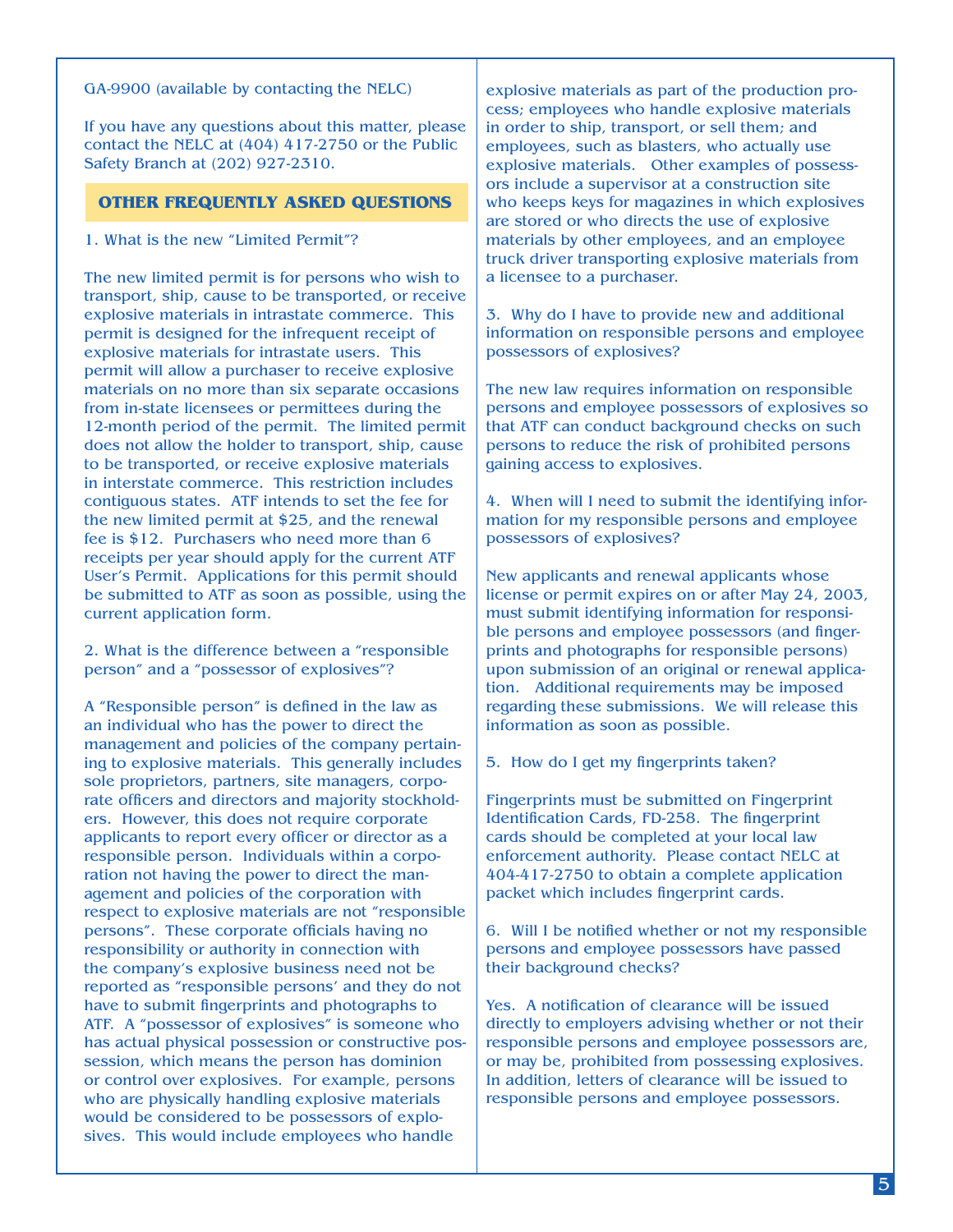GA-9900 (available by contacting the NELC)

If you have any questions about this matter, please contact the NELC at (404) 417-2750 or the Public Safety Branch at (202) 927-2310.

## OTHER FREQUENTLY ASKED QUESTIONS

1. What is the new "Limited Permit"?

The new limited permit is for persons who wish to transport, ship, cause to be transported, or receive explosive materials in intrastate commerce. This permit is designed for the infrequent receipt of explosive materials for intrastate users. This permit will allow a purchaser to receive explosive materials on no more than six separate occasions from in-state licensees or permittees during the 12-month period of the permit. The limited permit does not allow the holder to transport, ship, cause to be transported, or receive explosive materials in interstate commerce. This restriction includes contiguous states. ATF intends to set the fee for the new limited permit at $25, and the renewal fee is $12. Purchasers who need more than 6 receipts per year should apply for the current ATF User's Permit. Applications for this permit should be submitted to ATF as soon as possible, using the current application form.

2. What is the difference between a "responsible person" and a "possessor of explosives"?

A "Responsible person" is defined in the law as an individual who has the power to direct the management and policies of the company pertaining to explosive materials. This generally includes sole proprietors, partners, site managers, corporate officers and directors and majority stockholders. However, this does not require corporate applicants to report every officer or director as a responsible person. Individuals within a corporation not having the power to direct the management and policies of the corporation with respect to explosive materials are not "responsible persons". These corporate officials having no responsibility or authority in connection with the company's explosive business need not be reported as "responsible persons' and they do not have to submit fingerprints and photographs to ATF. A "possessor of explosives" is someone who has actual physical possession or constructive possession, which means the person has dominion or control over explosives. For example, persons who are physically handling explosive materials would be considered to be possessors of explosives. This would include employees who handle explosive materials as part of the production process; employees who handle explosive materials in order to ship, transport, or sell them; and employees, such as blasters, who actually use explosive materials. Other examples of possessors include a supervisor at a construction site who keeps keys for magazines in which explosives are stored or who directs the use of explosive materials by other employees, and an employee truck driver transporting explosive materials from a licensee to a purchaser.

3. Why do I have to provide new and additional information on responsible persons and employee possessors of explosives?

The new law requires information on responsible persons and employee possessors of explosives so that ATF can conduct background checks on such persons to reduce the risk of prohibited persons gaining access to explosives.

4. When will I need to submit the identifying information for my responsible persons and employee possessors of explosives?

New applicants and renewal applicants whose license or permit expires on or after May 24, 2003, must submit identifying information for responsible persons and employee possessors (and fingerprints and photographs for responsible persons) upon submission of an original or renewal application. Additional requirements may be imposed regarding these submissions. We will release this information as soon as possible.

5. How do I get my fingerprints taken?

Fingerprints must be submitted on Fingerprint Identification Cards, FD-258. The fingerprint cards should be completed at your local law enforcement authority. Please contact NELC at 404-417-2750 to obtain a complete application packet which includes fingerprint cards.

6. Will I be notified whether or not my responsible persons and employee possessors have passed their background checks?

Yes. A notification of clearance will be issued directly to employers advising whether or not their responsible persons and employee possessors are, or may be, prohibited from possessing explosives. In addition, letters of clearance will be issued to responsible persons and employee possessors.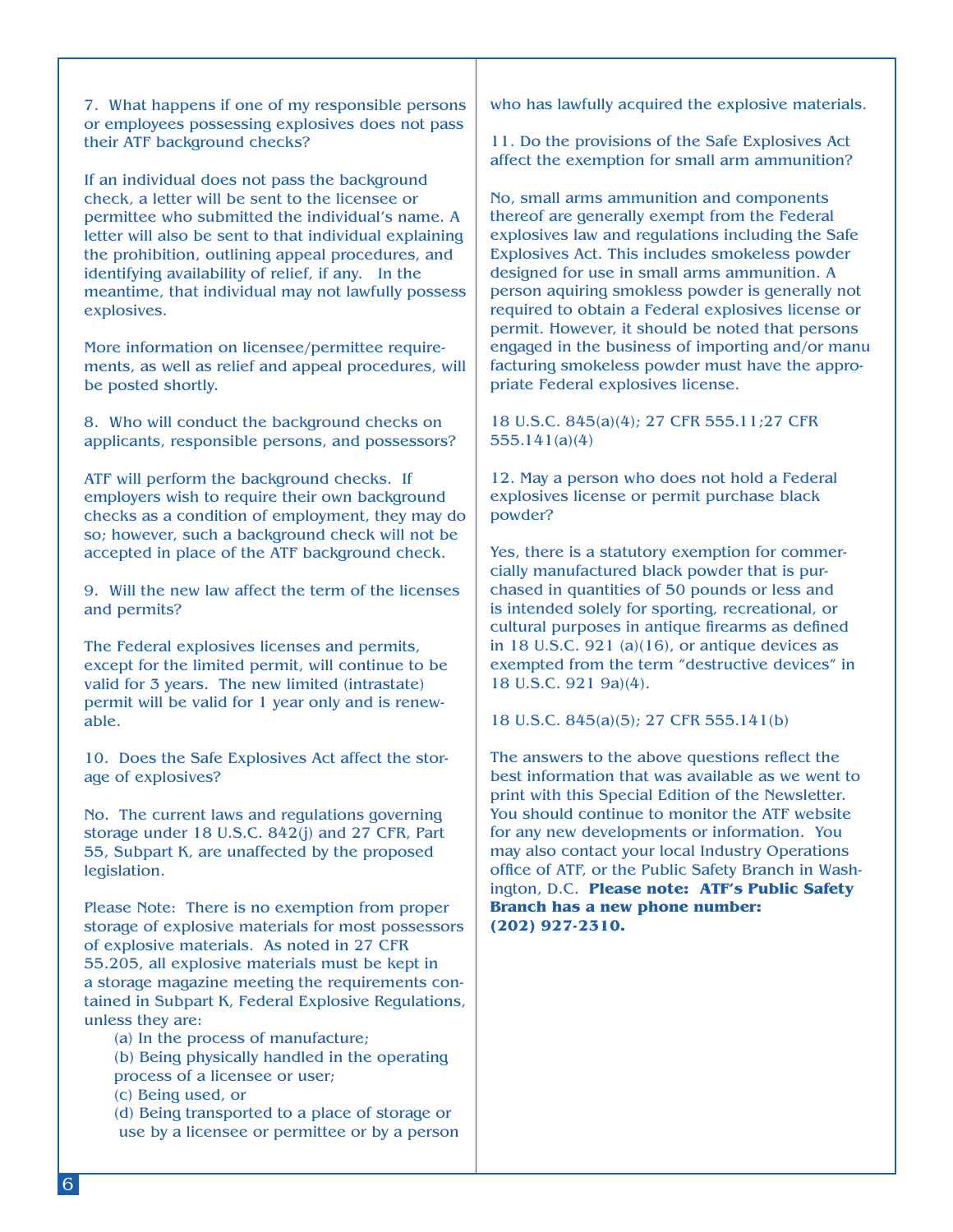7. What happens if one of my responsible persons or employees possessing explosives does not pass their ATF background checks?

If an individual does not pass the background check, a letter will be sent to the licensee or permittee who submitted the individual's name. A letter will also be sent to that individual explaining the prohibition, outlining appeal procedures, and identifying availability of relief, if any. In the meantime, that individual may not lawfully possess explosives.

More information on licensee/permittee requirements, as well as relief and appeal procedures, will be posted shortly.

8. Who will conduct the background checks on applicants, responsible persons, and possessors?

ATF will perform the background checks. If employers wish to require their own background checks as a condition of employment, they may do so; however, such a background check will not be accepted in place of the ATF background check.

9. Will the new law affect the term of the licenses and permits?

The Federal explosives licenses and permits, except for the limited permit, will continue to be valid for 3 years. The new limited (intrastate) permit will be valid for 1 year only and is renewable.

10. Does the Safe Explosives Act affect the storage of explosives?

No. The current laws and regulations governing storage under 18 U.S.C. 842(j) and 27 CFR, Part 55, Subpart K, are unaffected by the proposed legislation.

Please Note: There is no exemption from proper storage of explosive materials for most possessors of explosive materials. As noted in 27 CFR 55.205, all explosive materials must be kept in a storage magazine meeting the requirements contained in Subpart K, Federal Explosive Regulations, unless they are:

(a) In the process of manufacture;
(b) Being physically handled in the operating process of a licensee or user;
(c) Being used, or
(d) Being transported to a place of storage or use by a licensee or permittee or by a person who has lawfully acquired the explosive materials.

11. Do the provisions of the Safe Explosives Act affect the exemption for small arm ammunition?

No, small arms ammunition and components thereof are generally exempt from the Federal explosives law and regulations including the Safe Explosives Act. This includes smokeless powder designed for use in small arms ammunition. A person aquiring smokless powder is generally not required to obtain a Federal explosives license or permit. However, it should be noted that persons engaged in the business of importing and/or manufacturing smokeless powder must have the appropriate Federal explosives license.

18 U.S.C. 845(a)(4); 27 CFR 555.11;27 CFR 555.141(a)(4)

12. May a person who does not hold a Federal explosives license or permit purchase black powder?

Yes, there is a statutory exemption for commercially manufactured black powder that is purchased in quantities of 50 pounds or less and is intended solely for sporting, recreational, or cultural purposes in antique firearms as defined in 18 U.S.C. 921 (a)(16), or antique devices as exempted from the term "destructive devices" in 18 U.S.C. 921 9a)(4).

18 U.S.C. 845(a)(5); 27 CFR 555.141(b)

The answers to the above questions reflect the best information that was available as we went to print with this Special Edition of the Newsletter. You should continue to monitor the ATF website for any new developments or information. You may also contact your local Industry Operations office of ATF, or the Public Safety Branch in Washington, D.C. **Please note: ATF's Public Safety Branch has a new phone number: (202) 927-2310.**